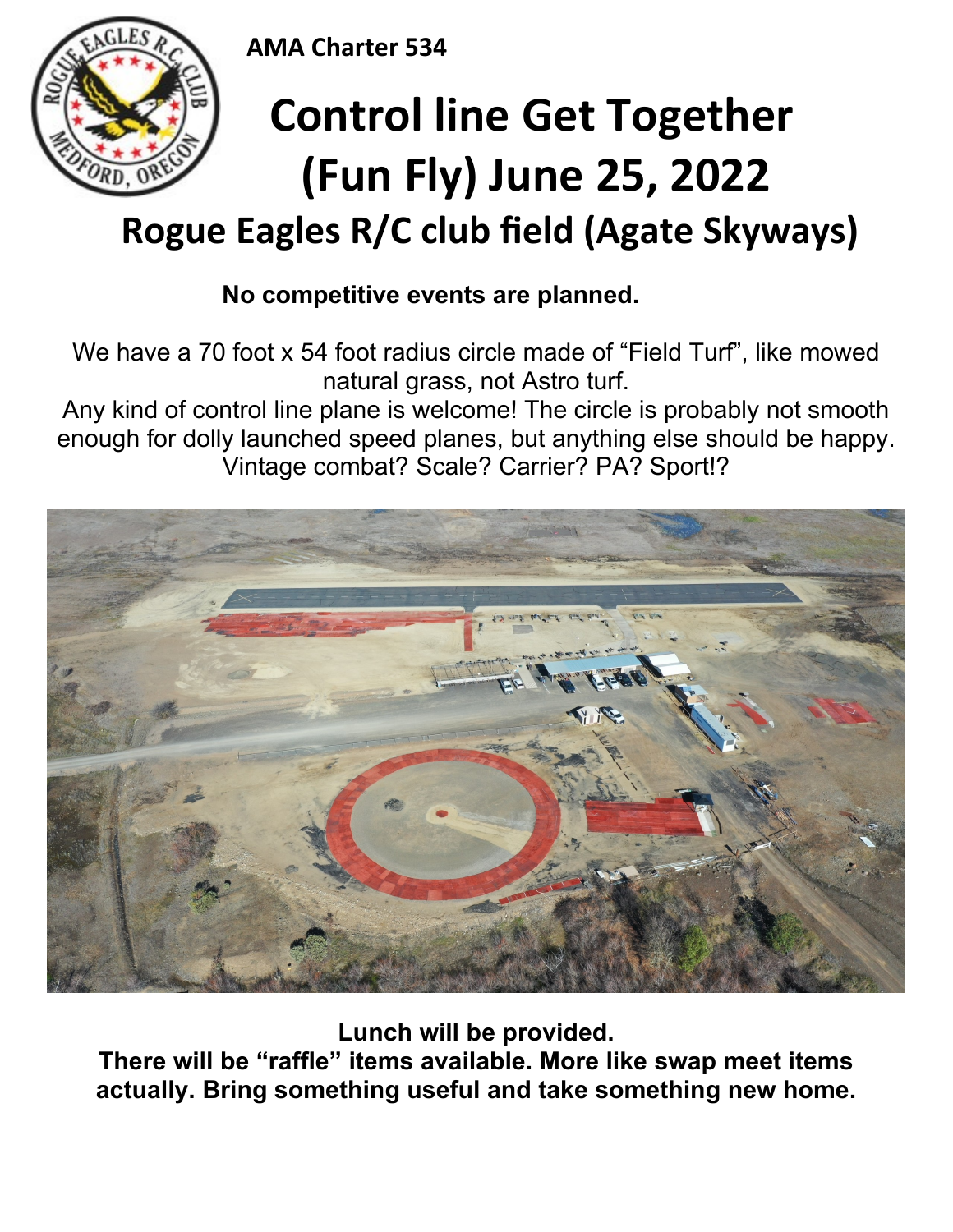AMA Charter 534

# Control line Get Together (Fun Fly) June 25, 2022

## Rogue Eagles R/C club field (Agate Skyways)

**No competitive events are planned.**

We have a 70 foot x 54 foot radius circle made of “Field Turf”, like mowed natural grass, not Astro turf.
Any kind of control line plane is welcome! The circle is probably not smooth enough for dolly launched speed planes, but anything else should be happy. Vintage combat? Scale? Carrier? PA? Sport!?

**Lunch will be provided.**
**There will be “raffle” items available. More like swap meet items actually. Bring something useful and take something new home.**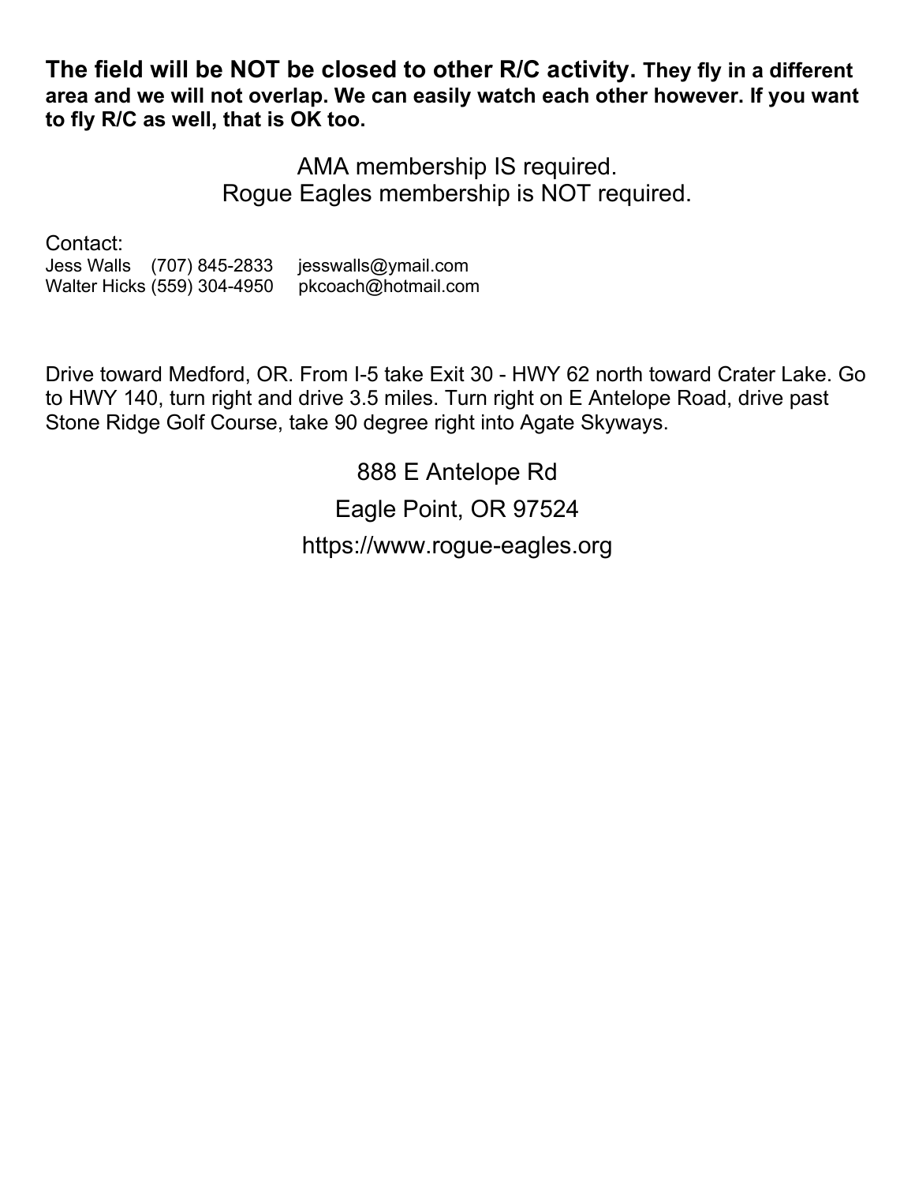**The field will be NOT be closed to other R/C activity. They fly in a different area and we will not overlap. We can easily watch each other however. If you want to fly R/C as well, that is OK too.**

AMA membership IS required.
Rogue Eagles membership is NOT required.

Contact:
Jess Walls (707) 845-2833 jesswalls@ymail.com
Walter Hicks (559) 304-4950 pkcoach@hotmail.com

Drive toward Medford, OR. From I-5 take Exit 30 - HWY 62 north toward Crater Lake. Go to HWY 140, turn right and drive 3.5 miles. Turn right on E Antelope Road, drive past Stone Ridge Golf Course, take 90 degree right into Agate Skyways.

888 E Antelope Rd

Eagle Point, OR 97524

https://www.rogue-eagles.org